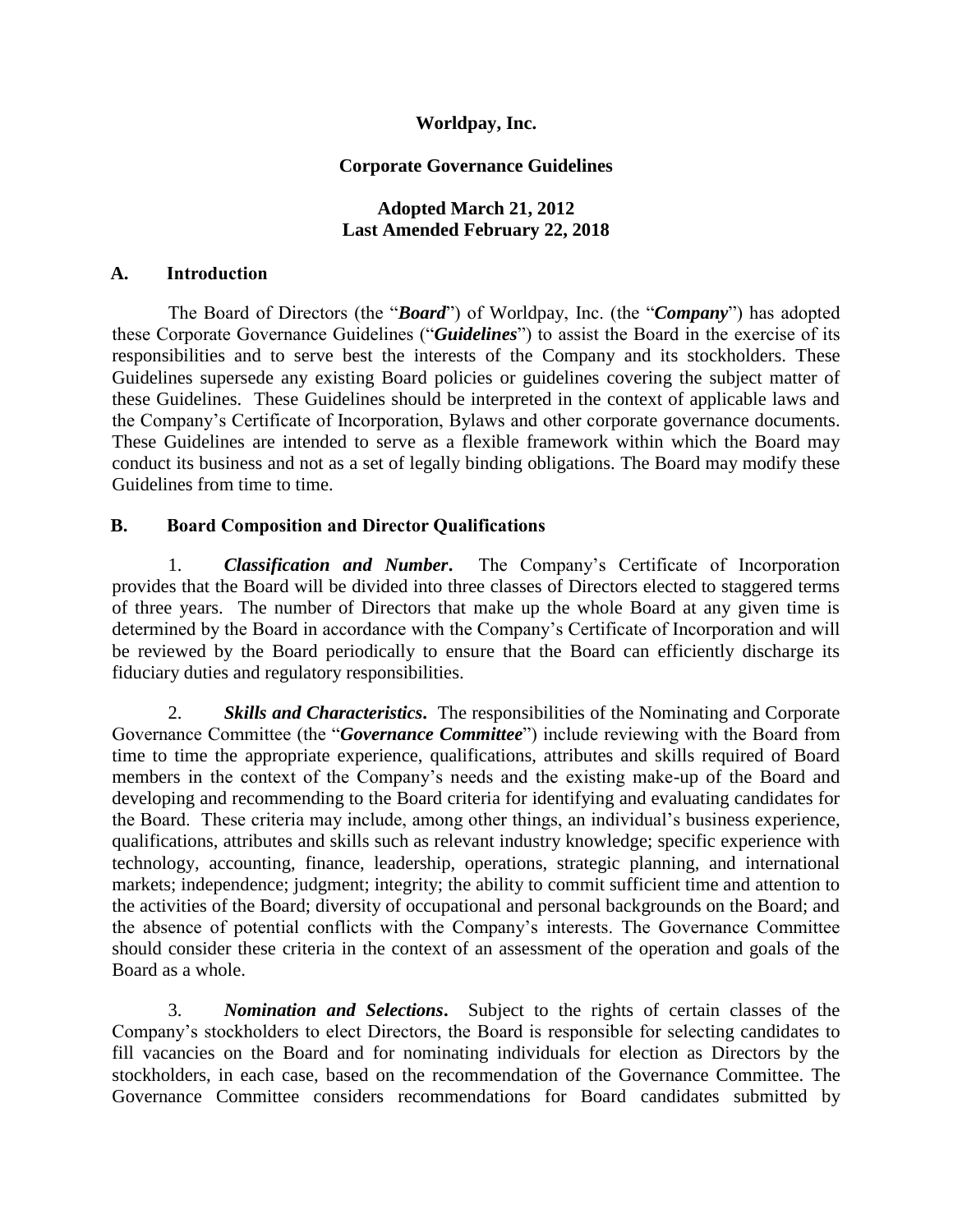**Worldpay, Inc.**

**Corporate Governance Guidelines**

**Adopted March 21, 2012**
**Last Amended February 22, 2018**

## A. Introduction

The Board of Directors (the "***Board***") of Worldpay, Inc. (the "***Company***") has adopted these Corporate Governance Guidelines ("***Guidelines***") to assist the Board in the exercise of its responsibilities and to serve best the interests of the Company and its stockholders. These Guidelines supersede any existing Board policies or guidelines covering the subject matter of these Guidelines. These Guidelines should be interpreted in the context of applicable laws and the Company's Certificate of Incorporation, Bylaws and other corporate governance documents. These Guidelines are intended to serve as a flexible framework within which the Board may conduct its business and not as a set of legally binding obligations. The Board may modify these Guidelines from time to time.

## B. Board Composition and Director Qualifications

1. ***Classification and Number***. The Company's Certificate of Incorporation provides that the Board will be divided into three classes of Directors elected to staggered terms of three years. The number of Directors that make up the whole Board at any given time is determined by the Board in accordance with the Company's Certificate of Incorporation and will be reviewed by the Board periodically to ensure that the Board can efficiently discharge its fiduciary duties and regulatory responsibilities.

2. ***Skills and Characteristics***. The responsibilities of the Nominating and Corporate Governance Committee (the "***Governance Committee***") include reviewing with the Board from time to time the appropriate experience, qualifications, attributes and skills required of Board members in the context of the Company's needs and the existing make-up of the Board and developing and recommending to the Board criteria for identifying and evaluating candidates for the Board. These criteria may include, among other things, an individual's business experience, qualifications, attributes and skills such as relevant industry knowledge; specific experience with technology, accounting, finance, leadership, operations, strategic planning, and international markets; independence; judgment; integrity; the ability to commit sufficient time and attention to the activities of the Board; diversity of occupational and personal backgrounds on the Board; and the absence of potential conflicts with the Company's interests. The Governance Committee should consider these criteria in the context of an assessment of the operation and goals of the Board as a whole.

3. ***Nomination and Selections***. Subject to the rights of certain classes of the Company's stockholders to elect Directors, the Board is responsible for selecting candidates to fill vacancies on the Board and for nominating individuals for election as Directors by the stockholders, in each case, based on the recommendation of the Governance Committee. The Governance Committee considers recommendations for Board candidates submitted by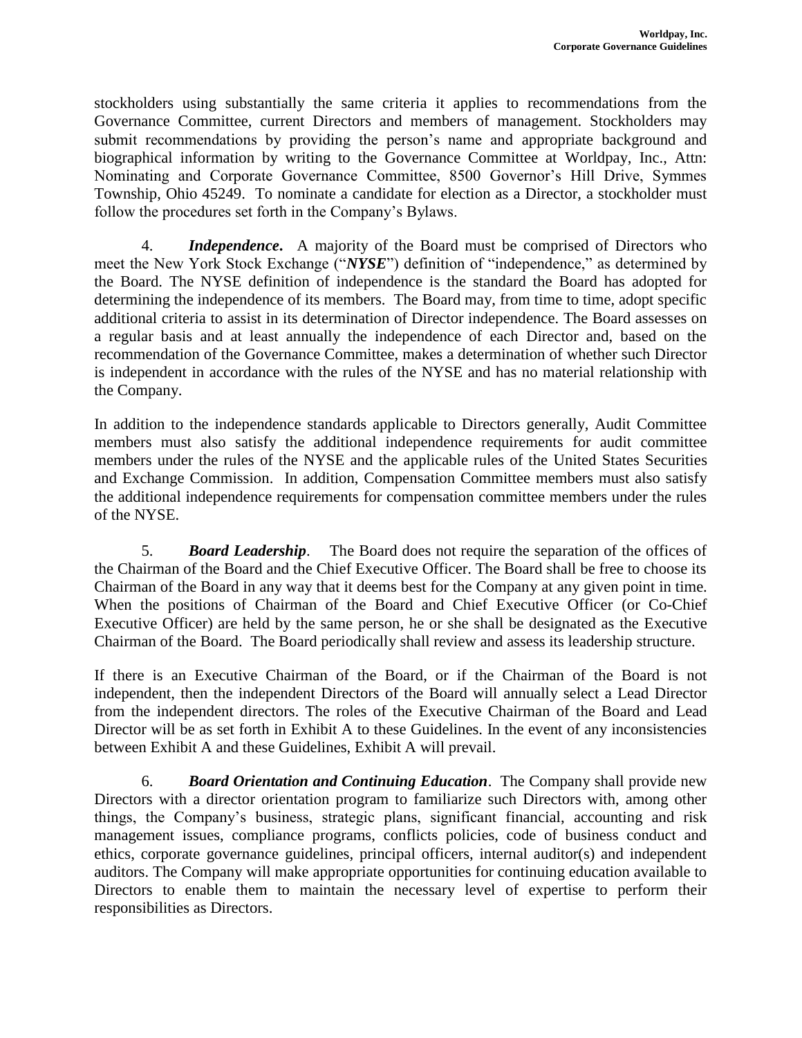stockholders using substantially the same criteria it applies to recommendations from the Governance Committee, current Directors and members of management. Stockholders may submit recommendations by providing the person's name and appropriate background and biographical information by writing to the Governance Committee at Worldpay, Inc., Attn: Nominating and Corporate Governance Committee, 8500 Governor's Hill Drive, Symmes Township, Ohio 45249. To nominate a candidate for election as a Director, a stockholder must follow the procedures set forth in the Company's Bylaws.

4. ***Independence***. A majority of the Board must be comprised of Directors who meet the New York Stock Exchange ("***NYSE***") definition of "independence," as determined by the Board. The NYSE definition of independence is the standard the Board has adopted for determining the independence of its members. The Board may, from time to time, adopt specific additional criteria to assist in its determination of Director independence. The Board assesses on a regular basis and at least annually the independence of each Director and, based on the recommendation of the Governance Committee, makes a determination of whether such Director is independent in accordance with the rules of the NYSE and has no material relationship with the Company.

In addition to the independence standards applicable to Directors generally, Audit Committee members must also satisfy the additional independence requirements for audit committee members under the rules of the NYSE and the applicable rules of the United States Securities and Exchange Commission. In addition, Compensation Committee members must also satisfy the additional independence requirements for compensation committee members under the rules of the NYSE.

5. ***Board Leadership***. The Board does not require the separation of the offices of the Chairman of the Board and the Chief Executive Officer. The Board shall be free to choose its Chairman of the Board in any way that it deems best for the Company at any given point in time. When the positions of Chairman of the Board and Chief Executive Officer (or Co-Chief Executive Officer) are held by the same person, he or she shall be designated as the Executive Chairman of the Board. The Board periodically shall review and assess its leadership structure.

If there is an Executive Chairman of the Board, or if the Chairman of the Board is not independent, then the independent Directors of the Board will annually select a Lead Director from the independent directors. The roles of the Executive Chairman of the Board and Lead Director will be as set forth in Exhibit A to these Guidelines. In the event of any inconsistencies between Exhibit A and these Guidelines, Exhibit A will prevail.

6. ***Board Orientation and Continuing Education***. The Company shall provide new Directors with a director orientation program to familiarize such Directors with, among other things, the Company's business, strategic plans, significant financial, accounting and risk management issues, compliance programs, conflicts policies, code of business conduct and ethics, corporate governance guidelines, principal officers, internal auditor(s) and independent auditors. The Company will make appropriate opportunities for continuing education available to Directors to enable them to maintain the necessary level of expertise to perform their responsibilities as Directors.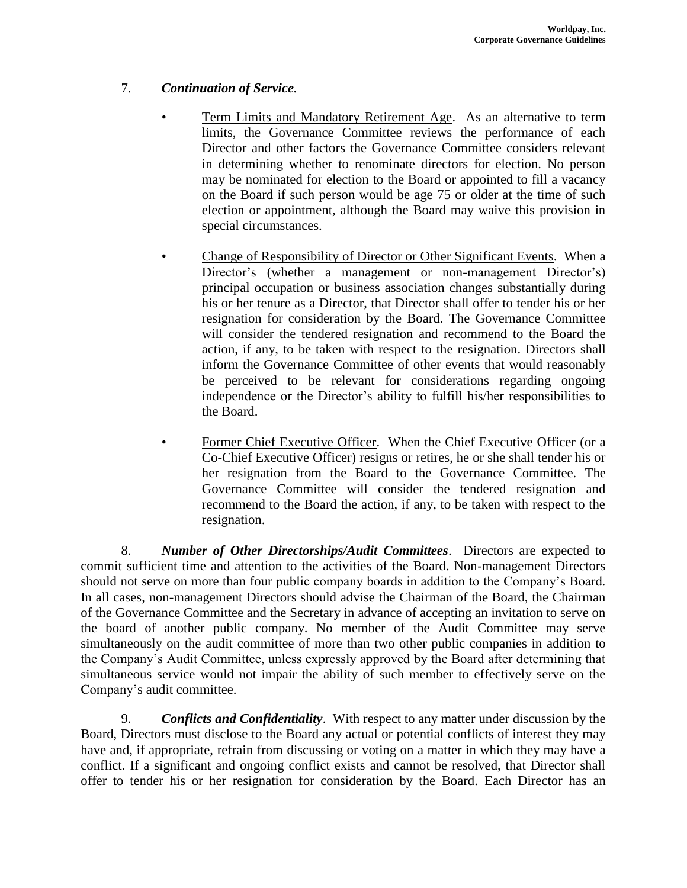7. ***Continuation of Service.***

- Term Limits and Mandatory Retirement Age. As an alternative to term limits, the Governance Committee reviews the performance of each Director and other factors the Governance Committee considers relevant in determining whether to renominate directors for election. No person may be nominated for election to the Board or appointed to fill a vacancy on the Board if such person would be age 75 or older at the time of such election or appointment, although the Board may waive this provision in special circumstances.

- Change of Responsibility of Director or Other Significant Events. When a Director's (whether a management or non-management Director's) principal occupation or business association changes substantially during his or her tenure as a Director, that Director shall offer to tender his or her resignation for consideration by the Board. The Governance Committee will consider the tendered resignation and recommend to the Board the action, if any, to be taken with respect to the resignation. Directors shall inform the Governance Committee of other events that would reasonably be perceived to be relevant for considerations regarding ongoing independence or the Director's ability to fulfill his/her responsibilities to the Board.

- Former Chief Executive Officer. When the Chief Executive Officer (or a Co-Chief Executive Officer) resigns or retires, he or she shall tender his or her resignation from the Board to the Governance Committee. The Governance Committee will consider the tendered resignation and recommend to the Board the action, if any, to be taken with respect to the resignation.

8. ***Number of Other Directorships/Audit Committees***. Directors are expected to commit sufficient time and attention to the activities of the Board. Non-management Directors should not serve on more than four public company boards in addition to the Company's Board. In all cases, non-management Directors should advise the Chairman of the Board, the Chairman of the Governance Committee and the Secretary in advance of accepting an invitation to serve on the board of another public company. No member of the Audit Committee may serve simultaneously on the audit committee of more than two other public companies in addition to the Company's Audit Committee, unless expressly approved by the Board after determining that simultaneous service would not impair the ability of such member to effectively serve on the Company's audit committee.

9. ***Conflicts and Confidentiality***. With respect to any matter under discussion by the Board, Directors must disclose to the Board any actual or potential conflicts of interest they may have and, if appropriate, refrain from discussing or voting on a matter in which they may have a conflict. If a significant and ongoing conflict exists and cannot be resolved, that Director shall offer to tender his or her resignation for consideration by the Board. Each Director has an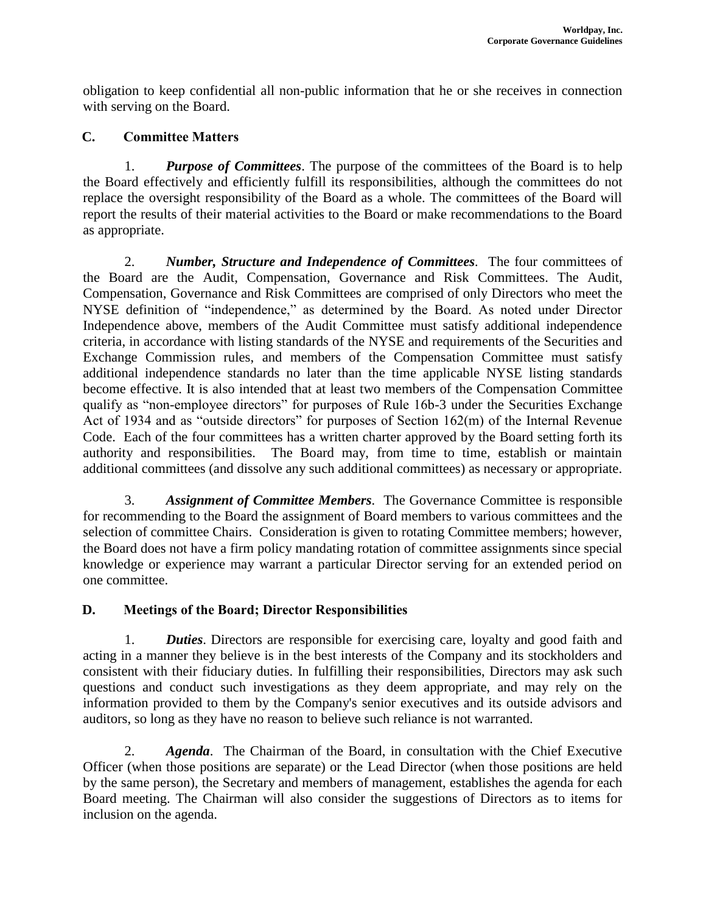obligation to keep confidential all non-public information that he or she receives in connection with serving on the Board.

## C. Committee Matters

1. ***Purpose of Committees***. The purpose of the committees of the Board is to help the Board effectively and efficiently fulfill its responsibilities, although the committees do not replace the oversight responsibility of the Board as a whole. The committees of the Board will report the results of their material activities to the Board or make recommendations to the Board as appropriate.

2. ***Number, Structure and Independence of Committees***. The four committees of the Board are the Audit, Compensation, Governance and Risk Committees. The Audit, Compensation, Governance and Risk Committees are comprised of only Directors who meet the NYSE definition of "independence," as determined by the Board. As noted under Director Independence above, members of the Audit Committee must satisfy additional independence criteria, in accordance with listing standards of the NYSE and requirements of the Securities and Exchange Commission rules, and members of the Compensation Committee must satisfy additional independence standards no later than the time applicable NYSE listing standards become effective. It is also intended that at least two members of the Compensation Committee qualify as "non-employee directors" for purposes of Rule 16b-3 under the Securities Exchange Act of 1934 and as "outside directors" for purposes of Section 162(m) of the Internal Revenue Code. Each of the four committees has a written charter approved by the Board setting forth its authority and responsibilities. The Board may, from time to time, establish or maintain additional committees (and dissolve any such additional committees) as necessary or appropriate.

3. ***Assignment of Committee Members***. The Governance Committee is responsible for recommending to the Board the assignment of Board members to various committees and the selection of committee Chairs. Consideration is given to rotating Committee members; however, the Board does not have a firm policy mandating rotation of committee assignments since special knowledge or experience may warrant a particular Director serving for an extended period on one committee.

## D. Meetings of the Board; Director Responsibilities

1. ***Duties***. Directors are responsible for exercising care, loyalty and good faith and acting in a manner they believe is in the best interests of the Company and its stockholders and consistent with their fiduciary duties. In fulfilling their responsibilities, Directors may ask such questions and conduct such investigations as they deem appropriate, and may rely on the information provided to them by the Company's senior executives and its outside advisors and auditors, so long as they have no reason to believe such reliance is not warranted.

2. ***Agenda***. The Chairman of the Board, in consultation with the Chief Executive Officer (when those positions are separate) or the Lead Director (when those positions are held by the same person), the Secretary and members of management, establishes the agenda for each Board meeting. The Chairman will also consider the suggestions of Directors as to items for inclusion on the agenda.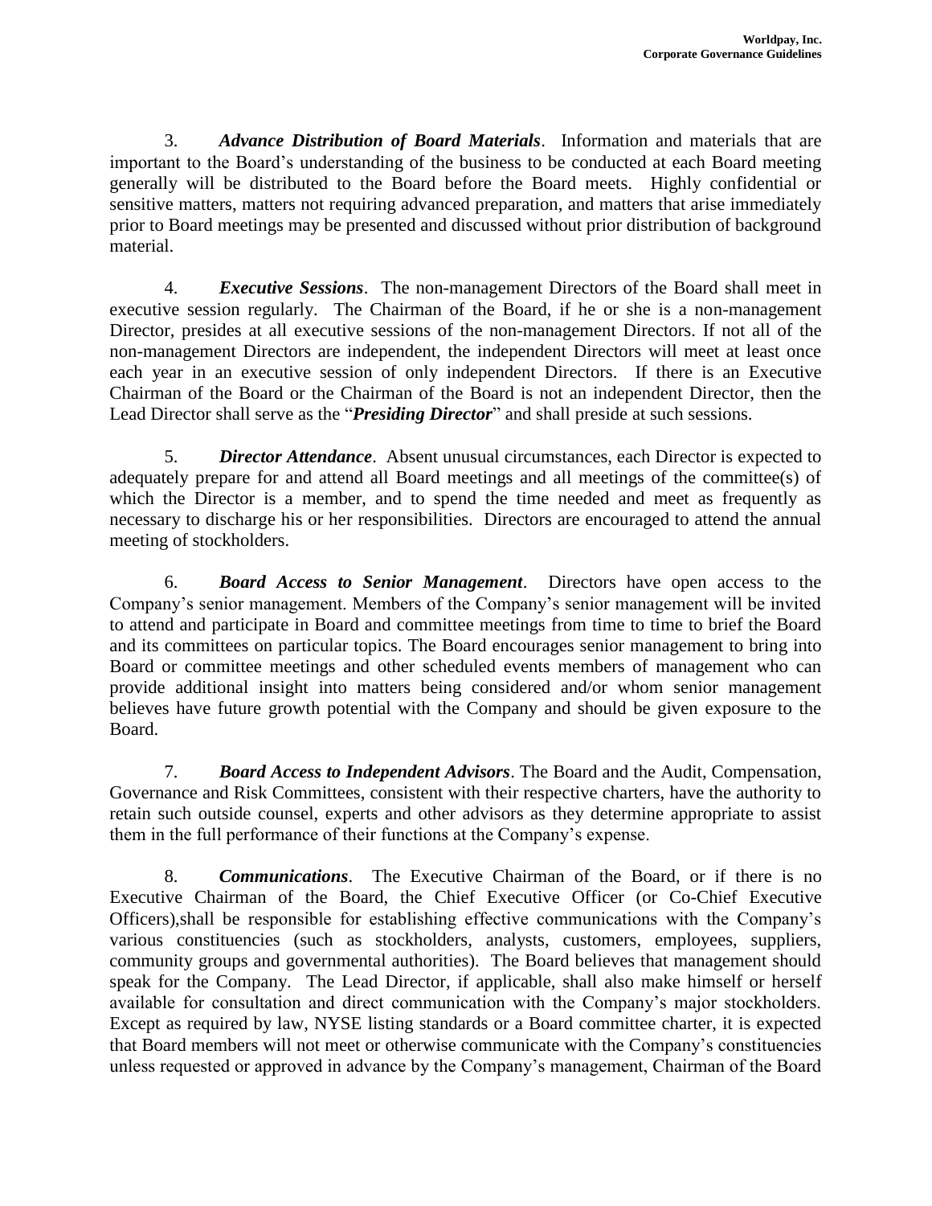3. ***Advance Distribution of Board Materials***. Information and materials that are important to the Board's understanding of the business to be conducted at each Board meeting generally will be distributed to the Board before the Board meets. Highly confidential or sensitive matters, matters not requiring advanced preparation, and matters that arise immediately prior to Board meetings may be presented and discussed without prior distribution of background material.

4. ***Executive Sessions***. The non-management Directors of the Board shall meet in executive session regularly. The Chairman of the Board, if he or she is a non-management Director, presides at all executive sessions of the non-management Directors. If not all of the non-management Directors are independent, the independent Directors will meet at least once each year in an executive session of only independent Directors. If there is an Executive Chairman of the Board or the Chairman of the Board is not an independent Director, then the Lead Director shall serve as the "***Presiding Director***" and shall preside at such sessions.

5. ***Director Attendance***. Absent unusual circumstances, each Director is expected to adequately prepare for and attend all Board meetings and all meetings of the committee(s) of which the Director is a member, and to spend the time needed and meet as frequently as necessary to discharge his or her responsibilities. Directors are encouraged to attend the annual meeting of stockholders.

6. ***Board Access to Senior Management***. Directors have open access to the Company's senior management. Members of the Company's senior management will be invited to attend and participate in Board and committee meetings from time to time to brief the Board and its committees on particular topics. The Board encourages senior management to bring into Board or committee meetings and other scheduled events members of management who can provide additional insight into matters being considered and/or whom senior management believes have future growth potential with the Company and should be given exposure to the Board.

7. ***Board Access to Independent Advisors***. The Board and the Audit, Compensation, Governance and Risk Committees, consistent with their respective charters, have the authority to retain such outside counsel, experts and other advisors as they determine appropriate to assist them in the full performance of their functions at the Company's expense.

8. ***Communications***. The Executive Chairman of the Board, or if there is no Executive Chairman of the Board, the Chief Executive Officer (or Co-Chief Executive Officers),shall be responsible for establishing effective communications with the Company's various constituencies (such as stockholders, analysts, customers, employees, suppliers, community groups and governmental authorities). The Board believes that management should speak for the Company. The Lead Director, if applicable, shall also make himself or herself available for consultation and direct communication with the Company's major stockholders. Except as required by law, NYSE listing standards or a Board committee charter, it is expected that Board members will not meet or otherwise communicate with the Company's constituencies unless requested or approved in advance by the Company's management, Chairman of the Board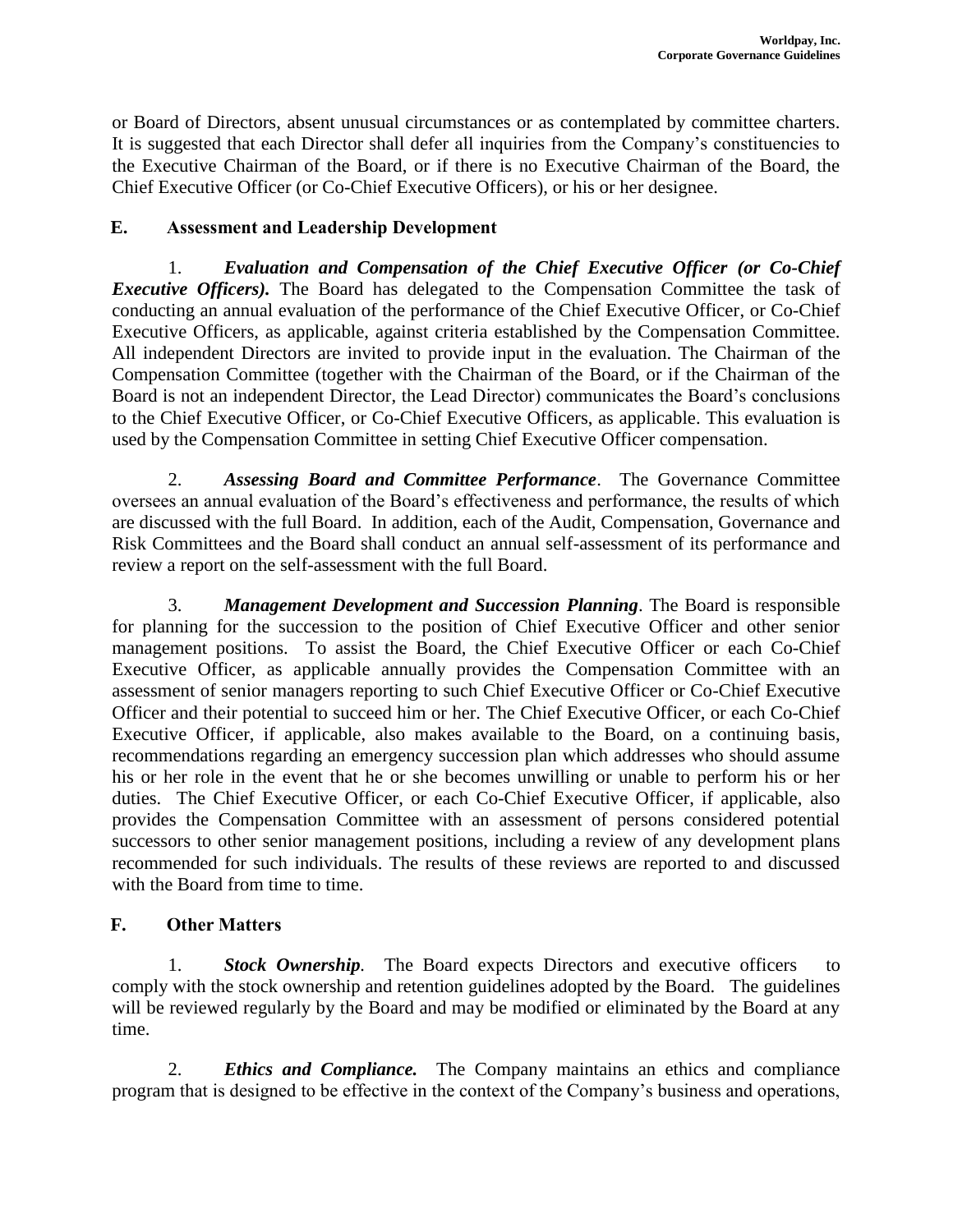or Board of Directors, absent unusual circumstances or as contemplated by committee charters. It is suggested that each Director shall defer all inquiries from the Company's constituencies to the Executive Chairman of the Board, or if there is no Executive Chairman of the Board, the Chief Executive Officer (or Co-Chief Executive Officers), or his or her designee.

## E. Assessment and Leadership Development

1. ***Evaluation and Compensation of the Chief Executive Officer (or Co-Chief Executive Officers).*** The Board has delegated to the Compensation Committee the task of conducting an annual evaluation of the performance of the Chief Executive Officer, or Co-Chief Executive Officers, as applicable, against criteria established by the Compensation Committee. All independent Directors are invited to provide input in the evaluation. The Chairman of the Compensation Committee (together with the Chairman of the Board, or if the Chairman of the Board is not an independent Director, the Lead Director) communicates the Board's conclusions to the Chief Executive Officer, or Co-Chief Executive Officers, as applicable. This evaluation is used by the Compensation Committee in setting Chief Executive Officer compensation.

2. ***Assessing Board and Committee Performance***. The Governance Committee oversees an annual evaluation of the Board's effectiveness and performance, the results of which are discussed with the full Board. In addition, each of the Audit, Compensation, Governance and Risk Committees and the Board shall conduct an annual self-assessment of its performance and review a report on the self-assessment with the full Board.

3. ***Management Development and Succession Planning***. The Board is responsible for planning for the succession to the position of Chief Executive Officer and other senior management positions. To assist the Board, the Chief Executive Officer or each Co-Chief Executive Officer, as applicable annually provides the Compensation Committee with an assessment of senior managers reporting to such Chief Executive Officer or Co-Chief Executive Officer and their potential to succeed him or her. The Chief Executive Officer, or each Co-Chief Executive Officer, if applicable, also makes available to the Board, on a continuing basis, recommendations regarding an emergency succession plan which addresses who should assume his or her role in the event that he or she becomes unwilling or unable to perform his or her duties. The Chief Executive Officer, or each Co-Chief Executive Officer, if applicable, also provides the Compensation Committee with an assessment of persons considered potential successors to other senior management positions, including a review of any development plans recommended for such individuals. The results of these reviews are reported to and discussed with the Board from time to time.

## F. Other Matters

1. ***Stock Ownership***. The Board expects Directors and executive officers to comply with the stock ownership and retention guidelines adopted by the Board. The guidelines will be reviewed regularly by the Board and may be modified or eliminated by the Board at any time.

2. ***Ethics and Compliance.*** The Company maintains an ethics and compliance program that is designed to be effective in the context of the Company's business and operations,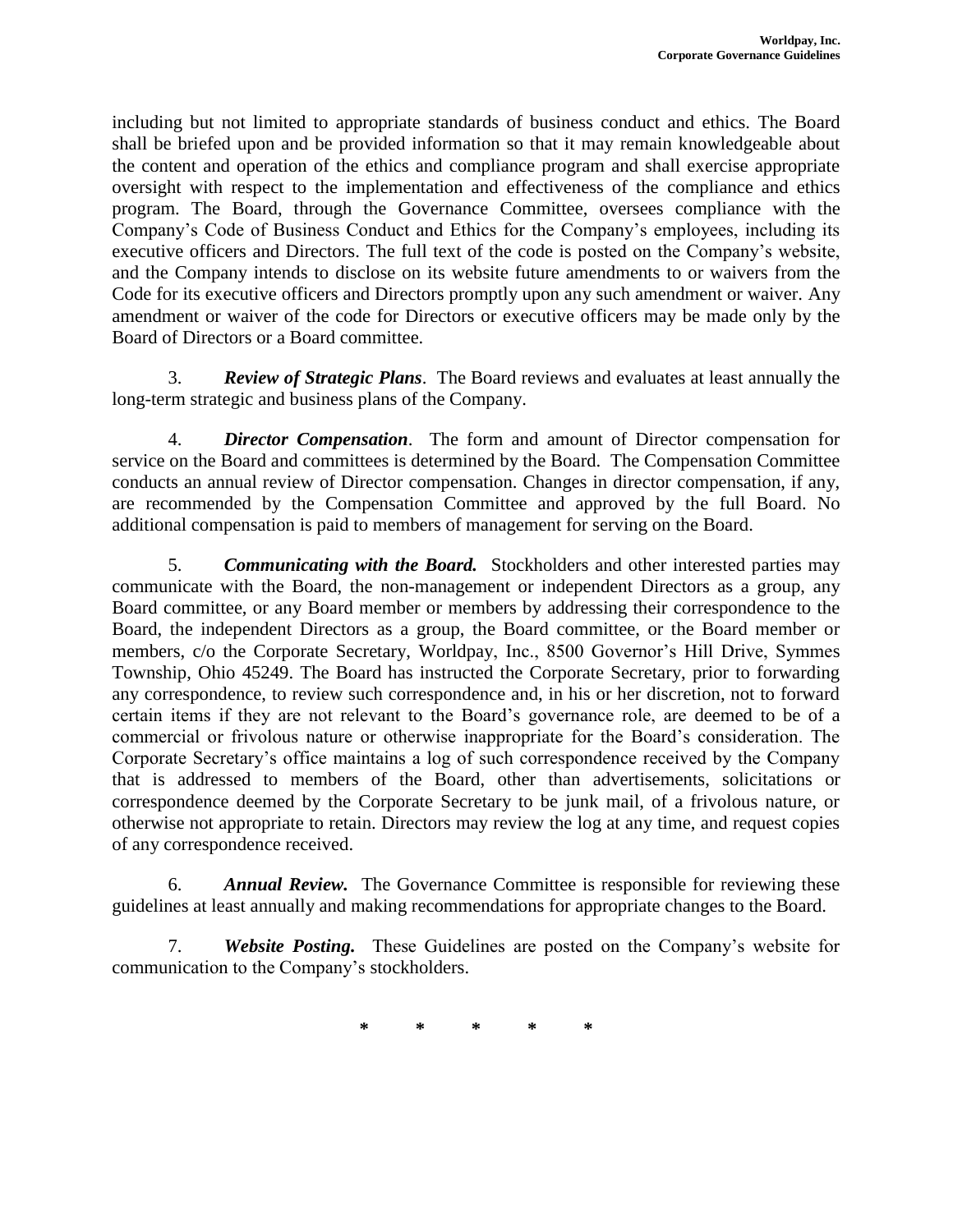including but not limited to appropriate standards of business conduct and ethics. The Board shall be briefed upon and be provided information so that it may remain knowledgeable about the content and operation of the ethics and compliance program and shall exercise appropriate oversight with respect to the implementation and effectiveness of the compliance and ethics program. The Board, through the Governance Committee, oversees compliance with the Company's Code of Business Conduct and Ethics for the Company's employees, including its executive officers and Directors. The full text of the code is posted on the Company's website, and the Company intends to disclose on its website future amendments to or waivers from the Code for its executive officers and Directors promptly upon any such amendment or waiver. Any amendment or waiver of the code for Directors or executive officers may be made only by the Board of Directors or a Board committee.

3. ***Review of Strategic Plans***. The Board reviews and evaluates at least annually the long-term strategic and business plans of the Company.

4. ***Director Compensation***. The form and amount of Director compensation for service on the Board and committees is determined by the Board. The Compensation Committee conducts an annual review of Director compensation. Changes in director compensation, if any, are recommended by the Compensation Committee and approved by the full Board. No additional compensation is paid to members of management for serving on the Board.

5. ***Communicating with the Board.*** Stockholders and other interested parties may communicate with the Board, the non-management or independent Directors as a group, any Board committee, or any Board member or members by addressing their correspondence to the Board, the independent Directors as a group, the Board committee, or the Board member or members, c/o the Corporate Secretary, Worldpay, Inc., 8500 Governor's Hill Drive, Symmes Township, Ohio 45249. The Board has instructed the Corporate Secretary, prior to forwarding any correspondence, to review such correspondence and, in his or her discretion, not to forward certain items if they are not relevant to the Board's governance role, are deemed to be of a commercial or frivolous nature or otherwise inappropriate for the Board's consideration. The Corporate Secretary's office maintains a log of such correspondence received by the Company that is addressed to members of the Board, other than advertisements, solicitations or correspondence deemed by the Corporate Secretary to be junk mail, of a frivolous nature, or otherwise not appropriate to retain. Directors may review the log at any time, and request copies of any correspondence received.

6. ***Annual Review.*** The Governance Committee is responsible for reviewing these guidelines at least annually and making recommendations for appropriate changes to the Board.

7. ***Website Posting.*** These Guidelines are posted on the Company's website for communication to the Company's stockholders.

\* \* \* \* \*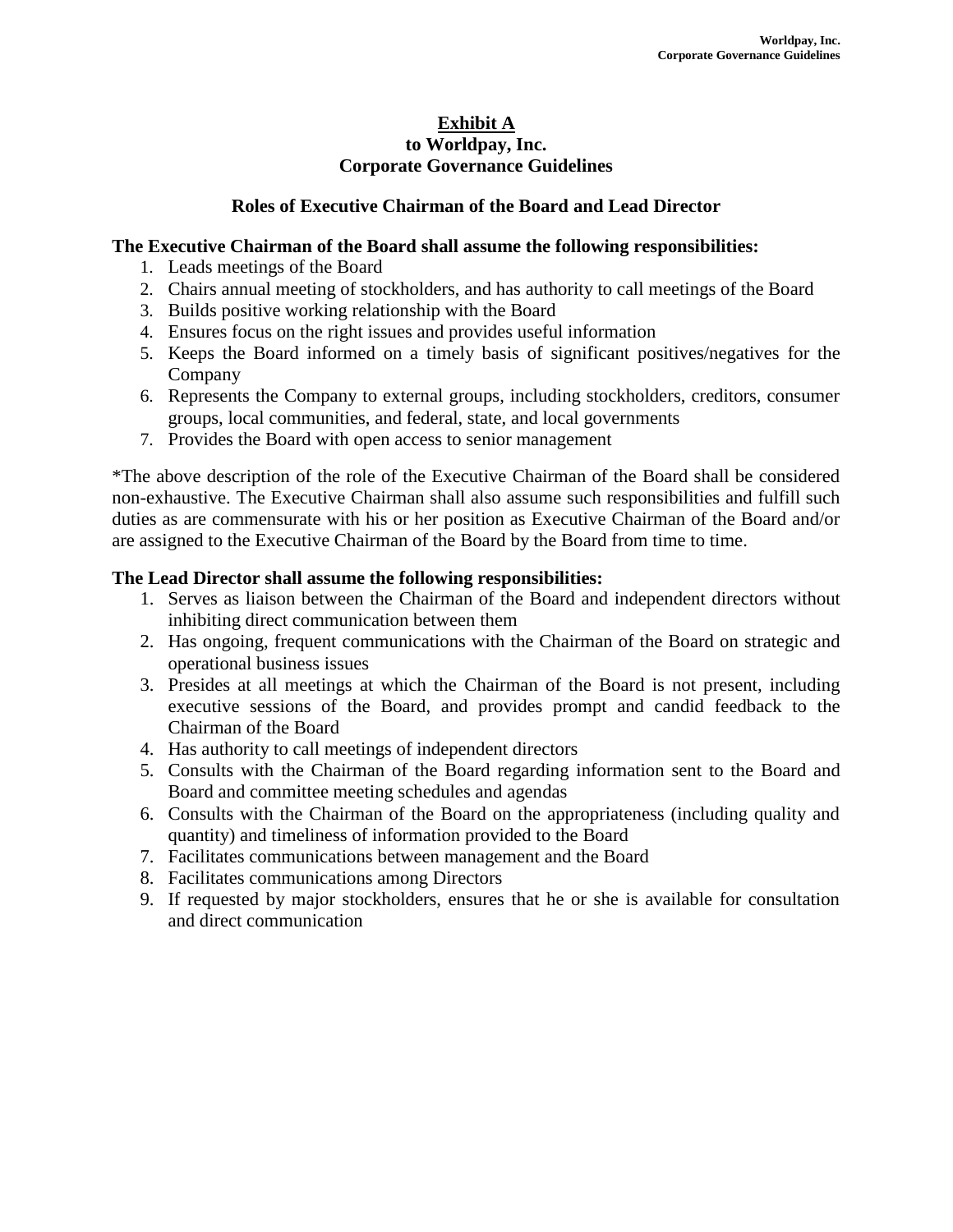**Exhibit A**
**to Worldpay, Inc.**
**Corporate Governance Guidelines**

## Roles of Executive Chairman of the Board and Lead Director

**The Executive Chairman of the Board shall assume the following responsibilities:**

1. Leads meetings of the Board
2. Chairs annual meeting of stockholders, and has authority to call meetings of the Board
3. Builds positive working relationship with the Board
4. Ensures focus on the right issues and provides useful information
5. Keeps the Board informed on a timely basis of significant positives/negatives for the Company
6. Represents the Company to external groups, including stockholders, creditors, consumer groups, local communities, and federal, state, and local governments
7. Provides the Board with open access to senior management

*The above description of the role of the Executive Chairman of the Board shall be considered non-exhaustive. The Executive Chairman shall also assume such responsibilities and fulfill such duties as are commensurate with his or her position as Executive Chairman of the Board and/or are assigned to the Executive Chairman of the Board by the Board from time to time.

**The Lead Director shall assume the following responsibilities:**

1. Serves as liaison between the Chairman of the Board and independent directors without inhibiting direct communication between them
2. Has ongoing, frequent communications with the Chairman of the Board on strategic and operational business issues
3. Presides at all meetings at which the Chairman of the Board is not present, including executive sessions of the Board, and provides prompt and candid feedback to the Chairman of the Board
4. Has authority to call meetings of independent directors
5. Consults with the Chairman of the Board regarding information sent to the Board and Board and committee meeting schedules and agendas
6. Consults with the Chairman of the Board on the appropriateness (including quality and quantity) and timeliness of information provided to the Board
7. Facilitates communications between management and the Board
8. Facilitates communications among Directors
9. If requested by major stockholders, ensures that he or she is available for consultation and direct communication